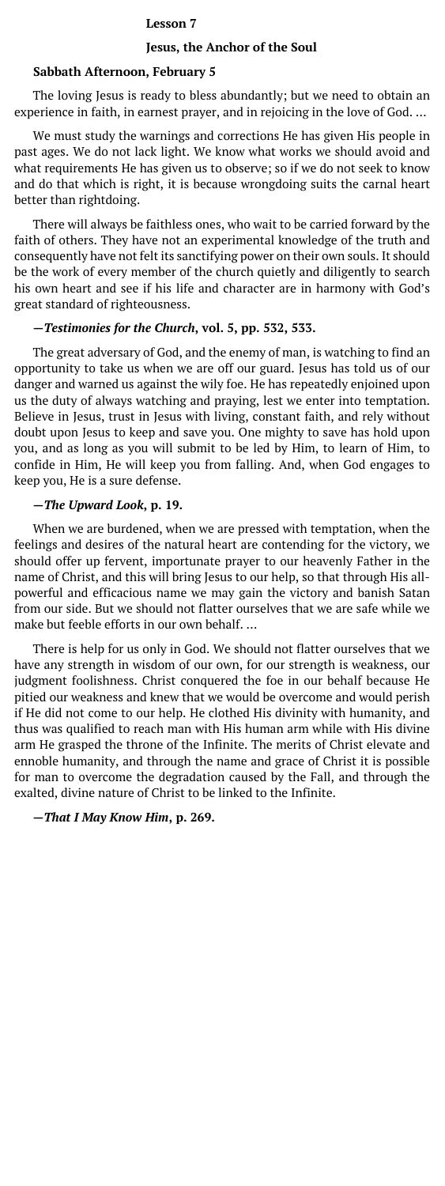# Lesson 7

## Jesus, the Anchor of the Soul

### Sabbath Afternoon, February 5

The loving Jesus is ready to bless abundantly; but we need to obtain an experience in faith, in earnest prayer, and in rejoicing in the love of God. ...

We must study the warnings and corrections He has given His people in past ages. We do not lack light. We know what works we should avoid and what requirements He has given us to observe; so if we do not seek to know and do that which is right, it is because wrongdoing suits the carnal heart better than rightdoing.

There will always be faithless ones, who wait to be carried forward by the faith of others. They have not an experimental knowledge of the truth and consequently have not felt its sanctifying power on their own souls. It should be the work of every member of the church quietly and diligently to search his own heart and see if his life and character are in harmony with God's great standard of righteousness.

**—*Testimonies for the Church*, vol. 5, pp. 532, 533.**

The great adversary of God, and the enemy of man, is watching to find an opportunity to take us when we are off our guard. Jesus has told us of our danger and warned us against the wily foe. He has repeatedly enjoined upon us the duty of always watching and praying, lest we enter into temptation. Believe in Jesus, trust in Jesus with living, constant faith, and rely without doubt upon Jesus to keep and save you. One mighty to save has hold upon you, and as long as you will submit to be led by Him, to learn of Him, to confide in Him, He will keep you from falling. And, when God engages to keep you, He is a sure defense.

**—*The Upward Look*, p. 19.**

When we are burdened, when we are pressed with temptation, when the feelings and desires of the natural heart are contending for the victory, we should offer up fervent, importunate prayer to our heavenly Father in the name of Christ, and this will bring Jesus to our help, so that through His all-powerful and efficacious name we may gain the victory and banish Satan from our side. But we should not flatter ourselves that we are safe while we make but feeble efforts in our own behalf. ...

There is help for us only in God. We should not flatter ourselves that we have any strength in wisdom of our own, for our strength is weakness, our judgment foolishness. Christ conquered the foe in our behalf because He pitied our weakness and knew that we would be overcome and would perish if He did not come to our help. He clothed His divinity with humanity, and thus was qualified to reach man with His human arm while with His divine arm He grasped the throne of the Infinite. The merits of Christ elevate and ennoble humanity, and through the name and grace of Christ it is possible for man to overcome the degradation caused by the Fall, and through the exalted, divine nature of Christ to be linked to the Infinite.

**—*That I May Know Him*, p. 269.**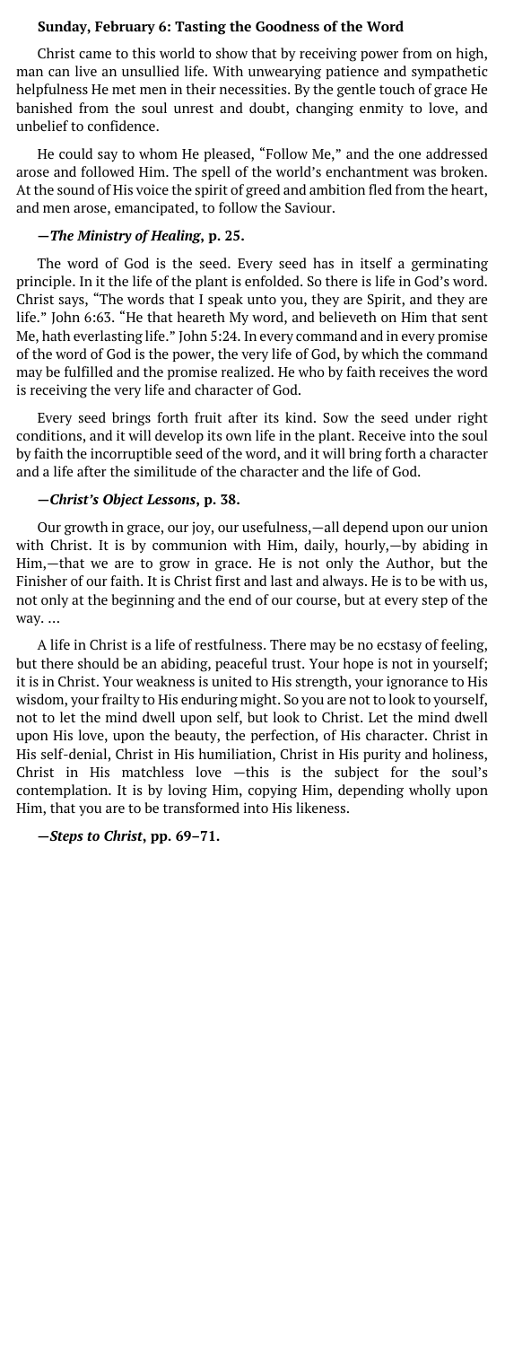**Sunday, February 6: Tasting the Goodness of the Word**

Christ came to this world to show that by receiving power from on high, man can live an unsullied life. With unwearying patience and sympathetic helpfulness He met men in their necessities. By the gentle touch of grace He banished from the soul unrest and doubt, changing enmity to love, and unbelief to confidence.

He could say to whom He pleased, "Follow Me," and the one addressed arose and followed Him. The spell of the world's enchantment was broken. At the sound of His voice the spirit of greed and ambition fled from the heart, and men arose, emancipated, to follow the Saviour.

**—*The Ministry of Healing*, p. 25.**

The word of God is the seed. Every seed has in itself a germinating principle. In it the life of the plant is enfolded. So there is life in God's word. Christ says, "The words that I speak unto you, they are Spirit, and they are life." John 6:63. "He that heareth My word, and believeth on Him that sent Me, hath everlasting life." John 5:24. In every command and in every promise of the word of God is the power, the very life of God, by which the command may be fulfilled and the promise realized. He who by faith receives the word is receiving the very life and character of God.

Every seed brings forth fruit after its kind. Sow the seed under right conditions, and it will develop its own life in the plant. Receive into the soul by faith the incorruptible seed of the word, and it will bring forth a character and a life after the similitude of the character and the life of God.

**—*Christ's Object Lessons*, p. 38.**

Our growth in grace, our joy, our usefulness,—all depend upon our union with Christ. It is by communion with Him, daily, hourly,—by abiding in Him,—that we are to grow in grace. He is not only the Author, but the Finisher of our faith. It is Christ first and last and always. He is to be with us, not only at the beginning and the end of our course, but at every step of the way. ...

A life in Christ is a life of restfulness. There may be no ecstasy of feeling, but there should be an abiding, peaceful trust. Your hope is not in yourself; it is in Christ. Your weakness is united to His strength, your ignorance to His wisdom, your frailty to His enduring might. So you are not to look to yourself, not to let the mind dwell upon self, but look to Christ. Let the mind dwell upon His love, upon the beauty, the perfection, of His character. Christ in His self-denial, Christ in His humiliation, Christ in His purity and holiness, Christ in His matchless love —this is the subject for the soul's contemplation. It is by loving Him, copying Him, depending wholly upon Him, that you are to be transformed into His likeness.

**—*Steps to Christ*, pp. 69–71.**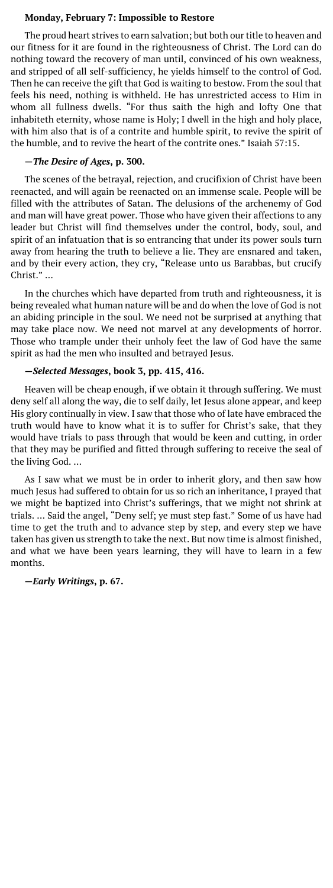**Monday, February 7: Impossible to Restore**

The proud heart strives to earn salvation; but both our title to heaven and our fitness for it are found in the righteousness of Christ. The Lord can do nothing toward the recovery of man until, convinced of his own weakness, and stripped of all self-sufficiency, he yields himself to the control of God. Then he can receive the gift that God is waiting to bestow. From the soul that feels his need, nothing is withheld. He has unrestricted access to Him in whom all fullness dwells. "For thus saith the high and lofty One that inhabiteth eternity, whose name is Holy; I dwell in the high and holy place, with him also that is of a contrite and humble spirit, to revive the spirit of the humble, and to revive the heart of the contrite ones." Isaiah 57:15.

**—*The Desire of Ages*, p. 300.**

The scenes of the betrayal, rejection, and crucifixion of Christ have been reenacted, and will again be reenacted on an immense scale. People will be filled with the attributes of Satan. The delusions of the archenemy of God and man will have great power. Those who have given their affections to any leader but Christ will find themselves under the control, body, soul, and spirit of an infatuation that is so entrancing that under its power souls turn away from hearing the truth to believe a lie. They are ensnared and taken, and by their every action, they cry, "Release unto us Barabbas, but crucify Christ." ...

In the churches which have departed from truth and righteousness, it is being revealed what human nature will be and do when the love of God is not an abiding principle in the soul. We need not be surprised at anything that may take place now. We need not marvel at any developments of horror. Those who trample under their unholy feet the law of God have the same spirit as had the men who insulted and betrayed Jesus.

**—*Selected Messages*, book 3, pp. 415, 416.**

Heaven will be cheap enough, if we obtain it through suffering. We must deny self all along the way, die to self daily, let Jesus alone appear, and keep His glory continually in view. I saw that those who of late have embraced the truth would have to know what it is to suffer for Christ's sake, that they would have trials to pass through that would be keen and cutting, in order that they may be purified and fitted through suffering to receive the seal of the living God. ...

As I saw what we must be in order to inherit glory, and then saw how much Jesus had suffered to obtain for us so rich an inheritance, I prayed that we might be baptized into Christ's sufferings, that we might not shrink at trials. ... Said the angel, "Deny self; ye must step fast." Some of us have had time to get the truth and to advance step by step, and every step we have taken has given us strength to take the next. But now time is almost finished, and what we have been years learning, they will have to learn in a few months.

**—*Early Writings*, p. 67.**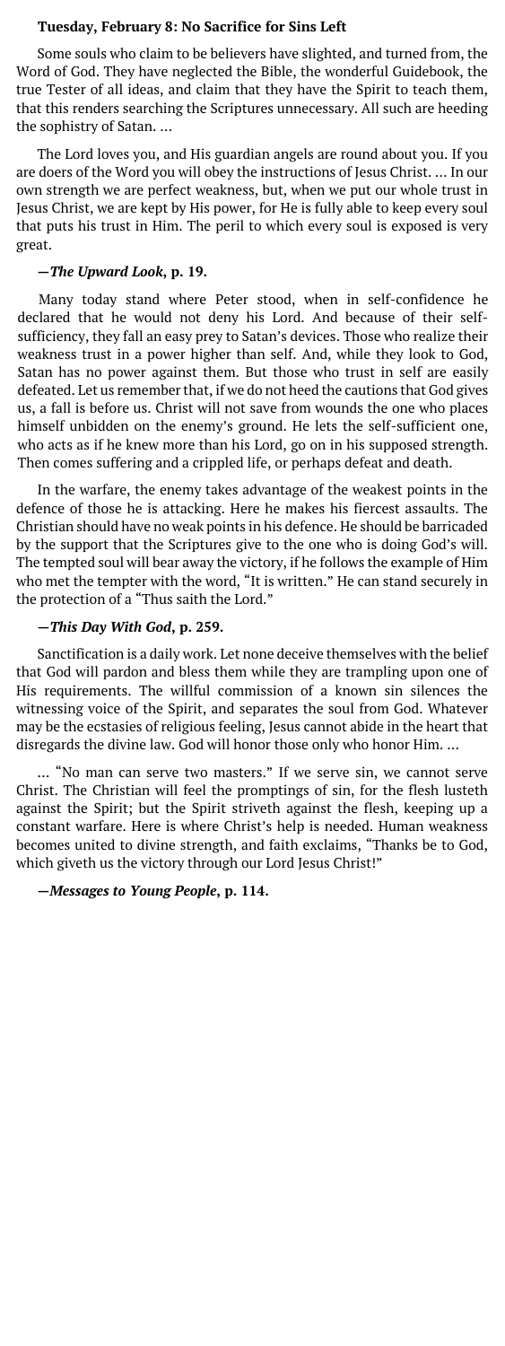### Tuesday, February 8: No Sacrifice for Sins Left

Some souls who claim to be believers have slighted, and turned from, the Word of God. They have neglected the Bible, the wonderful Guidebook, the true Tester of all ideas, and claim that they have the Spirit to teach them, that this renders searching the Scriptures unnecessary. All such are heeding the sophistry of Satan. …

The Lord loves you, and His guardian angels are round about you. If you are doers of the Word you will obey the instructions of Jesus Christ. … In our own strength we are perfect weakness, but, when we put our whole trust in Jesus Christ, we are kept by His power, for He is fully able to keep every soul that puts his trust in Him. The peril to which every soul is exposed is very great.

**—*The Upward Look*, p. 19.**

Many today stand where Peter stood, when in self-confidence he declared that he would not deny his Lord. And because of their self-sufficiency, they fall an easy prey to Satan's devices. Those who realize their weakness trust in a power higher than self. And, while they look to God, Satan has no power against them. But those who trust in self are easily defeated. Let us remember that, if we do not heed the cautions that God gives us, a fall is before us. Christ will not save from wounds the one who places himself unbidden on the enemy's ground. He lets the self-sufficient one, who acts as if he knew more than his Lord, go on in his supposed strength. Then comes suffering and a crippled life, or perhaps defeat and death.

In the warfare, the enemy takes advantage of the weakest points in the defence of those he is attacking. Here he makes his fiercest assaults. The Christian should have no weak points in his defence. He should be barricaded by the support that the Scriptures give to the one who is doing God's will. The tempted soul will bear away the victory, if he follows the example of Him who met the tempter with the word, "It is written." He can stand securely in the protection of a "Thus saith the Lord."

**—*This Day With God*, p. 259.**

Sanctification is a daily work. Let none deceive themselves with the belief that God will pardon and bless them while they are trampling upon one of His requirements. The willful commission of a known sin silences the witnessing voice of the Spirit, and separates the soul from God. Whatever may be the ecstasies of religious feeling, Jesus cannot abide in the heart that disregards the divine law. God will honor those only who honor Him. …

… "No man can serve two masters." If we serve sin, we cannot serve Christ. The Christian will feel the promptings of sin, for the flesh lusteth against the Spirit; but the Spirit striveth against the flesh, keeping up a constant warfare. Here is where Christ's help is needed. Human weakness becomes united to divine strength, and faith exclaims, "Thanks be to God, which giveth us the victory through our Lord Jesus Christ!"

**—*Messages to Young People*, p. 114.**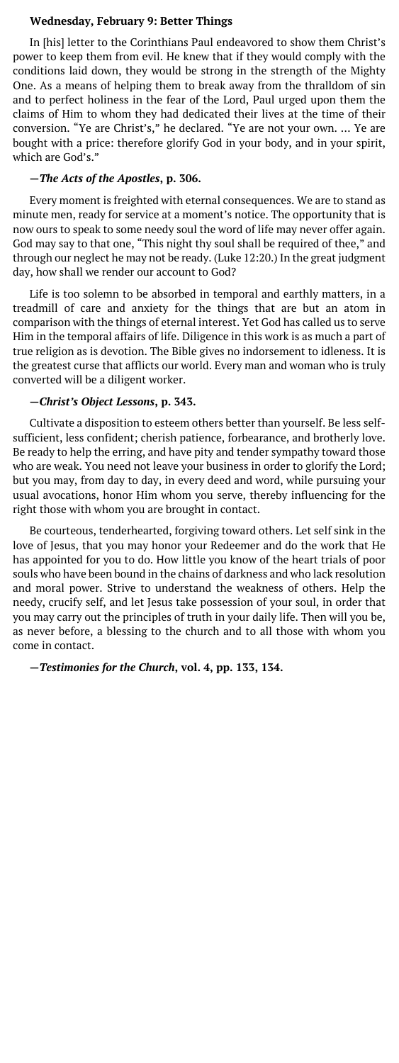**Wednesday, February 9: Better Things**

In [his] letter to the Corinthians Paul endeavored to show them Christ's power to keep them from evil. He knew that if they would comply with the conditions laid down, they would be strong in the strength of the Mighty One. As a means of helping them to break away from the thralldom of sin and to perfect holiness in the fear of the Lord, Paul urged upon them the claims of Him to whom they had dedicated their lives at the time of their conversion. "Ye are Christ's," he declared. "Ye are not your own. ... Ye are bought with a price: therefore glorify God in your body, and in your spirit, which are God's."

**—*The Acts of the Apostles*, p. 306.**

Every moment is freighted with eternal consequences. We are to stand as minute men, ready for service at a moment's notice. The opportunity that is now ours to speak to some needy soul the word of life may never offer again. God may say to that one, "This night thy soul shall be required of thee," and through our neglect he may not be ready. (Luke 12:20.) In the great judgment day, how shall we render our account to God?

Life is too solemn to be absorbed in temporal and earthly matters, in a treadmill of care and anxiety for the things that are but an atom in comparison with the things of eternal interest. Yet God has called us to serve Him in the temporal affairs of life. Diligence in this work is as much a part of true religion as is devotion. The Bible gives no indorsement to idleness. It is the greatest curse that afflicts our world. Every man and woman who is truly converted will be a diligent worker.

**—*Christ's Object Lessons*, p. 343.**

Cultivate a disposition to esteem others better than yourself. Be less self-sufficient, less confident; cherish patience, forbearance, and brotherly love. Be ready to help the erring, and have pity and tender sympathy toward those who are weak. You need not leave your business in order to glorify the Lord; but you may, from day to day, in every deed and word, while pursuing your usual avocations, honor Him whom you serve, thereby influencing for the right those with whom you are brought in contact.

Be courteous, tenderhearted, forgiving toward others. Let self sink in the love of Jesus, that you may honor your Redeemer and do the work that He has appointed for you to do. How little you know of the heart trials of poor souls who have been bound in the chains of darkness and who lack resolution and moral power. Strive to understand the weakness of others. Help the needy, crucify self, and let Jesus take possession of your soul, in order that you may carry out the principles of truth in your daily life. Then will you be, as never before, a blessing to the church and to all those with whom you come in contact.

**—*Testimonies for the Church*, vol. 4, pp. 133, 134.**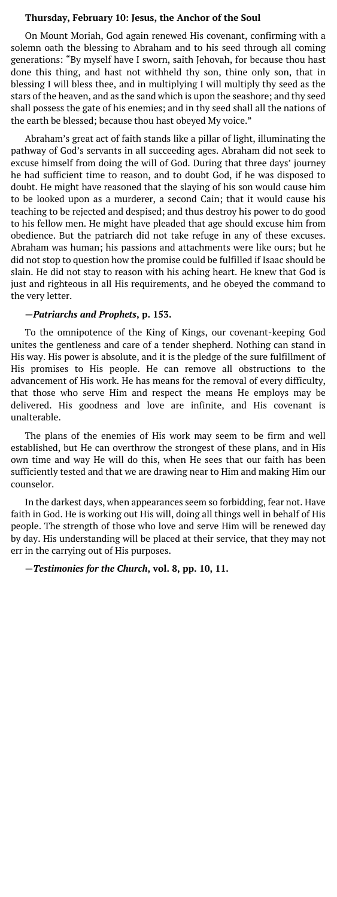**Thursday, February 10: Jesus, the Anchor of the Soul**

On Mount Moriah, God again renewed His covenant, confirming with a solemn oath the blessing to Abraham and to his seed through all coming generations: "By myself have I sworn, saith Jehovah, for because thou hast done this thing, and hast not withheld thy son, thine only son, that in blessing I will bless thee, and in multiplying I will multiply thy seed as the stars of the heaven, and as the sand which is upon the seashore; and thy seed shall possess the gate of his enemies; and in thy seed shall all the nations of the earth be blessed; because thou hast obeyed My voice."

Abraham's great act of faith stands like a pillar of light, illuminating the pathway of God's servants in all succeeding ages. Abraham did not seek to excuse himself from doing the will of God. During that three days' journey he had sufficient time to reason, and to doubt God, if he was disposed to doubt. He might have reasoned that the slaying of his son would cause him to be looked upon as a murderer, a second Cain; that it would cause his teaching to be rejected and despised; and thus destroy his power to do good to his fellow men. He might have pleaded that age should excuse him from obedience. But the patriarch did not take refuge in any of these excuses. Abraham was human; his passions and attachments were like ours; but he did not stop to question how the promise could be fulfilled if Isaac should be slain. He did not stay to reason with his aching heart. He knew that God is just and righteous in all His requirements, and he obeyed the command to the very letter.

**—*Patriarchs and Prophets*, p. 153.**

To the omnipotence of the King of Kings, our covenant-keeping God unites the gentleness and care of a tender shepherd. Nothing can stand in His way. His power is absolute, and it is the pledge of the sure fulfillment of His promises to His people. He can remove all obstructions to the advancement of His work. He has means for the removal of every difficulty, that those who serve Him and respect the means He employs may be delivered. His goodness and love are infinite, and His covenant is unalterable.

The plans of the enemies of His work may seem to be firm and well established, but He can overthrow the strongest of these plans, and in His own time and way He will do this, when He sees that our faith has been sufficiently tested and that we are drawing near to Him and making Him our counselor.

In the darkest days, when appearances seem so forbidding, fear not. Have faith in God. He is working out His will, doing all things well in behalf of His people. The strength of those who love and serve Him will be renewed day by day. His understanding will be placed at their service, that they may not err in the carrying out of His purposes.

**—*Testimonies for the Church*, vol. 8, pp. 10, 11.**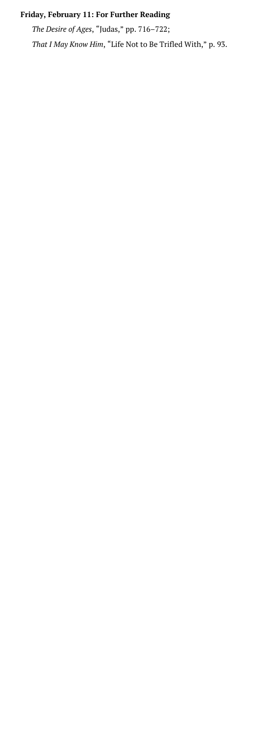**Friday, February 11: For Further Reading**

*The Desire of Ages*, "Judas," pp. 716–722;

*That I May Know Him*, "Life Not to Be Trifled With," p. 93.